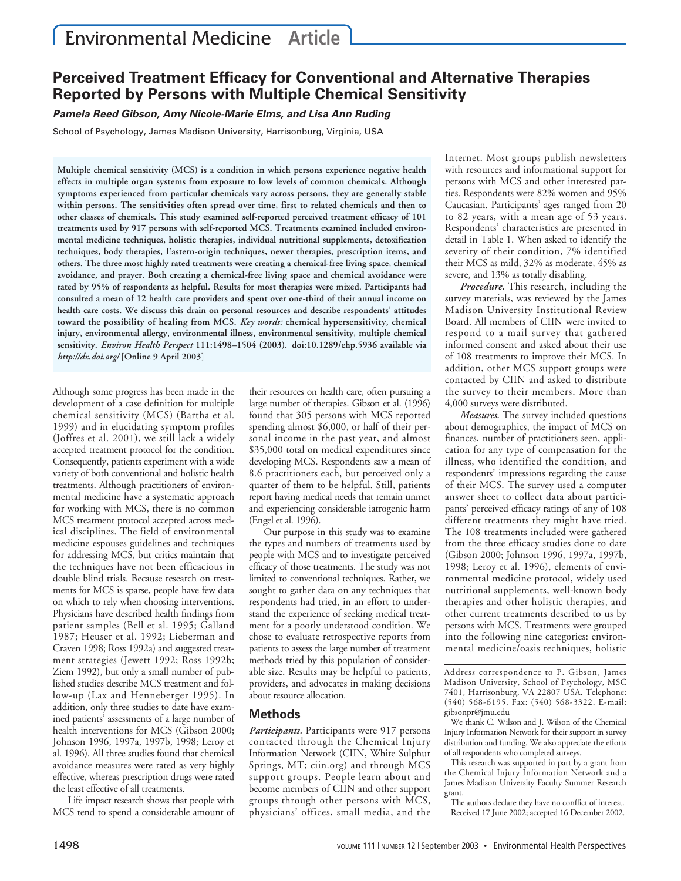# Perceived Treatment Efficacy for Conventional and Alternative Therapies Reported by Persons with Multiple Chemical Sensitivity

***Pamela Reed Gibson, Amy Nicole-Marie Elms, and Lisa Ann Ruding***

School of Psychology, James Madison University, Harrisonburg, Virginia, USA

**Multiple chemical sensitivity (MCS) is a condition in which persons experience negative health effects in multiple organ systems from exposure to low levels of common chemicals. Although symptoms experienced from particular chemicals vary across persons, they are generally stable within persons. The sensitivities often spread over time, first to related chemicals and then to other classes of chemicals. This study examined self-reported perceived treatment efficacy of 101 treatments used by 917 persons with self-reported MCS. Treatments examined included environmental medicine techniques, holistic therapies, individual nutritional supplements, detoxification techniques, body therapies, Eastern-origin techniques, newer therapies, prescription items, and others. The three most highly rated treatments were creating a chemical-free living space, chemical avoidance, and prayer. Both creating a chemical-free living space and chemical avoidance were rated by 95% of respondents as helpful. Results for most therapies were mixed. Participants had consulted a mean of 12 health care providers and spent over one-third of their annual income on health care costs. We discuss this drain on personal resources and describe respondents' attitudes toward the possibility of healing from MCS.** ***Key words:*** **chemical hypersensitivity, chemical injury, environmental allergy, environmental illness, environmental medicine, multiple chemical sensitivity.** ***Environ Health Perspect*** **111:1498–1504 (2003). doi:10.1289/ehp.5936 available via** ***http://dx.doi.org/*** **[Online 9 April 2003]**

Although some progress has been made in the development of a case definition for multiple chemical sensitivity (MCS) (Bartha et al. 1999) and in elucidating symptom profiles (Joffres et al. 2001), we still lack a widely accepted treatment protocol for the condition. Consequently, patients experiment with a wide variety of both conventional and holistic health treatments. Although practitioners of environmental medicine have a systematic approach for working with MCS, there is no common MCS treatment protocol accepted across medical disciplines. The field of environmental medicine espouses guidelines and techniques for addressing MCS, but critics maintain that the techniques have not been efficacious in double blind trials. Because research on treatments for MCS is sparse, people have few data on which to rely when choosing interventions. Physicians have described health findings from patient samples (Bell et al. 1995; Galland 1987; Heuser et al. 1992; Lieberman and Craven 1998; Ross 1992a) and suggested treatment strategies (Jewett 1992; Ross 1992b; Ziem 1992), but only a small number of published studies describe MCS treatment and follow-up (Lax and Henneberger 1995). In addition, only three studies to date have examined patients' assessments of a large number of health interventions for MCS (Gibson 2000; Johnson 1996, 1997a, 1997b, 1998; Leroy et al. 1996). All three studies found that chemical avoidance measures were rated as very highly effective, whereas prescription drugs were rated the least effective of all treatments.

Life impact research shows that people with MCS tend to spend a considerable amount of their resources on health care, often pursuing a large number of therapies. Gibson et al. (1996) found that 305 persons with MCS reported spending almost $6,000, or half of their personal income in the past year, and almost $35,000 total on medical expenditures since developing MCS. Respondents saw a mean of 8.6 practitioners each, but perceived only a quarter of them to be helpful. Still, patients report having medical needs that remain unmet and experiencing considerable iatrogenic harm (Engel et al. 1996).

Our purpose in this study was to examine the types and numbers of treatments used by people with MCS and to investigate perceived efficacy of those treatments. The study was not limited to conventional techniques. Rather, we sought to gather data on any techniques that respondents had tried, in an effort to understand the experience of seeking medical treatment for a poorly understood condition. We chose to evaluate retrospective reports from patients to assess the large number of treatment methods tried by this population of considerable size. Results may be helpful to patients, providers, and advocates in making decisions about resource allocation.

## Methods

***Participants.*** Participants were 917 persons contacted through the Chemical Injury Information Network (CIIN, White Sulphur Springs, MT; ciin.org) and through MCS support groups. People learn about and become members of CIIN and other support groups through other persons with MCS, physicians' offices, small media, and the Internet. Most groups publish newsletters with resources and informational support for persons with MCS and other interested parties. Respondents were 82% women and 95% Caucasian. Participants' ages ranged from 20 to 82 years, with a mean age of 53 years. Respondents' characteristics are presented in detail in Table 1. When asked to identify the severity of their condition, 7% identified their MCS as mild, 32% as moderate, 45% as severe, and 13% as totally disabling.

***Procedure.*** This research, including the survey materials, was reviewed by the James Madison University Institutional Review Board. All members of CIIN were invited to respond to a mail survey that gathered informed consent and asked about their use of 108 treatments to improve their MCS. In addition, other MCS support groups were contacted by CIIN and asked to distribute the survey to their members. More than 4,000 surveys were distributed.

***Measures.*** The survey included questions about demographics, the impact of MCS on finances, number of practitioners seen, application for any type of compensation for the illness, who identified the condition, and respondents' impressions regarding the cause of their MCS. The survey used a computer answer sheet to collect data about participants' perceived efficacy ratings of any of 108 different treatments they might have tried. The 108 treatments included were gathered from the three efficacy studies done to date (Gibson 2000; Johnson 1996, 1997a, 1997b, 1998; Leroy et al. 1996), elements of environmental medicine protocol, widely used nutritional supplements, well-known body therapies and other holistic therapies, and other current treatments described to us by persons with MCS. Treatments were grouped into the following nine categories: environmental medicine/oasis techniques, holistic

---

Address correspondence to P. Gibson, James Madison University, School of Psychology, MSC 7401, Harrisonburg, VA 22807 USA. Telephone: (540) 568-6195. Fax: (540) 568-3322. E-mail: gibsonpr@jmu.edu

We thank C. Wilson and J. Wilson of the Chemical Injury Information Network for their support in survey distribution and funding. We also appreciate the efforts of all respondents who completed surveys.

This research was supported in part by a grant from the Chemical Injury Information Network and a James Madison University Faculty Summer Research grant.

The authors declare they have no conflict of interest.

Received 17 June 2002; accepted 16 December 2002.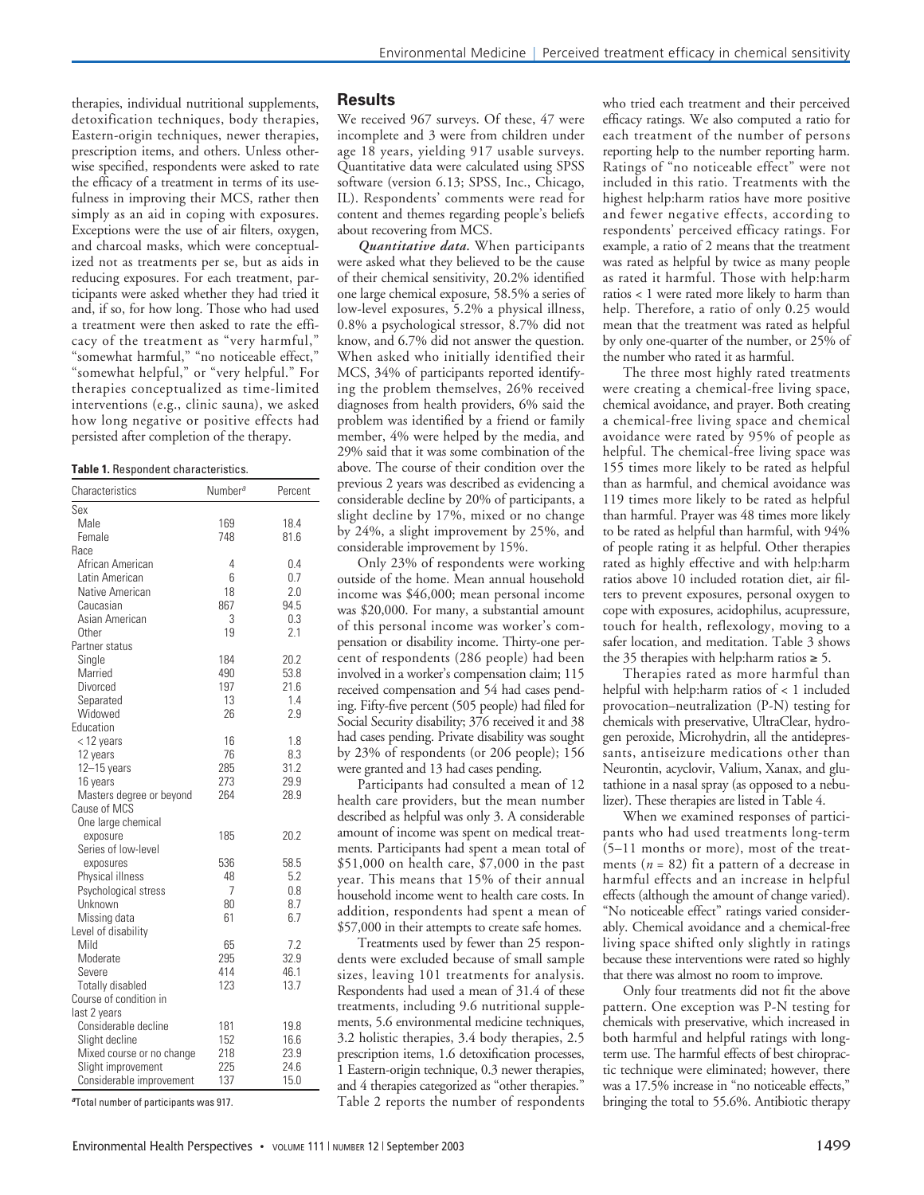therapies, individual nutritional supplements, detoxification techniques, body therapies, Eastern-origin techniques, newer therapies, prescription items, and others. Unless otherwise specified, respondents were asked to rate the efficacy of a treatment in terms of its usefulness in improving their MCS, rather then simply as an aid in coping with exposures. Exceptions were the use of air filters, oxygen, and charcoal masks, which were conceptualized not as treatments per se, but as aids in reducing exposures. For each treatment, participants were asked whether they had tried it and, if so, for how long. Those who had used a treatment were then asked to rate the efficacy of the treatment as "very harmful," "somewhat harmful," "no noticeable effect," "somewhat helpful," or "very helpful." For therapies conceptualized as time-limited interventions (e.g., clinic sauna), we asked how long negative or positive effects had persisted after completion of the therapy.

**Table 1.** Respondent characteristics.

| Characteristics | Number[a] | Percent |
|---|---|---|
| Sex | | |
| Male | 169 | 18.4 |
| Female | 748 | 81.6 |
| Race | | |
| African American | 4 | 0.4 |
| Latin American | 6 | 0.7 |
| Native American | 18 | 2.0 |
| Caucasian | 867 | 94.5 |
| Asian American | 3 | 0.3 |
| Other | 19 | 2.1 |
| Partner status | | |
| Single | 184 | 20.2 |
| Married | 490 | 53.8 |
| Divorced | 197 | 21.6 |
| Separated | 13 | 1.4 |
| Widowed | 26 | 2.9 |
| Education | | |
| < 12 years | 16 | 1.8 |
| 12 years | 76 | 8.3 |
| 12–15 years | 285 | 31.2 |
| 16 years | 273 | 29.9 |
| Masters degree or beyond | 264 | 28.9 |
| Cause of MCS | | |
| One large chemical exposure | 185 | 20.2 |
| Series of low-level exposures | 536 | 58.5 |
| Physical illness | 48 | 5.2 |
| Psychological stress | 7 | 0.8 |
| Unknown | 80 | 8.7 |
| Missing data | 61 | 6.7 |
| Level of disability | | |
| Mild | 65 | 7.2 |
| Moderate | 295 | 32.9 |
| Severe | 414 | 46.1 |
| Totally disabled | 123 | 13.7 |
| Course of condition in last 2 years | | |
| Considerable decline | 181 | 19.8 |
| Slight decline | 152 | 16.6 |
| Mixed course or no change | 218 | 23.9 |
| Slight improvement | 225 | 24.6 |
| Considerable improvement | 137 | 15.0 |

[a]Total number of participants was 917.

## Results

We received 967 surveys. Of these, 47 were incomplete and 3 were from children under age 18 years, yielding 917 usable surveys. Quantitative data were calculated using SPSS software (version 6.13; SPSS, Inc., Chicago, IL). Respondents' comments were read for content and themes regarding people's beliefs about recovering from MCS.

*Quantitative data.* When participants were asked what they believed to be the cause of their chemical sensitivity, 20.2% identified one large chemical exposure, 58.5% a series of low-level exposures, 5.2% a physical illness, 0.8% a psychological stressor, 8.7% did not know, and 6.7% did not answer the question. When asked who initially identified their MCS, 34% of participants reported identifying the problem themselves, 26% received diagnoses from health providers, 6% said the problem was identified by a friend or family member, 4% were helped by the media, and 29% said that it was some combination of the above. The course of their condition over the previous 2 years was described as evidencing a considerable decline by 20% of participants, a slight decline by 17%, mixed or no change by 24%, a slight improvement by 25%, and considerable improvement by 15%.

Only 23% of respondents were working outside of the home. Mean annual household income was $46,000; mean personal income was $20,000. For many, a substantial amount of this personal income was worker's compensation or disability income. Thirty-one percent of respondents (286 people) had been involved in a worker's compensation claim; 115 received compensation and 54 had cases pending. Fifty-five percent (505 people) had filed for Social Security disability; 376 received it and 38 had cases pending. Private disability was sought by 23% of respondents (or 206 people); 156 were granted and 13 had cases pending.

Participants had consulted a mean of 12 health care providers, but the mean number described as helpful was only 3. A considerable amount of income was spent on medical treatments. Participants had spent a mean total of $51,000 on health care, $7,000 in the past year. This means that 15% of their annual household income went to health care costs. In addition, respondents had spent a mean of $57,000 in their attempts to create safe homes.

Treatments used by fewer than 25 respondents were excluded because of small sample sizes, leaving 101 treatments for analysis. Respondents had used a mean of 31.4 of these treatments, including 9.6 nutritional supplements, 5.6 environmental medicine techniques, 3.2 holistic therapies, 3.4 body therapies, 2.5 prescription items, 1.6 detoxification processes, 1 Eastern-origin technique, 0.3 newer therapies, and 4 therapies categorized as "other therapies." Table 2 reports the number of respondents who tried each treatment and their perceived efficacy ratings. We also computed a ratio for each treatment of the number of persons reporting help to the number reporting harm. Ratings of "no noticeable effect" were not included in this ratio. Treatments with the highest help:harm ratios have more positive and fewer negative effects, according to respondents' perceived efficacy ratings. For example, a ratio of 2 means that the treatment was rated as helpful by twice as many people as rated it harmful. Those with help:harm ratios < 1 were rated more likely to harm than help. Therefore, a ratio of only 0.25 would mean that the treatment was rated as helpful by only one-quarter of the number, or 25% of the number who rated it as harmful.

The three most highly rated treatments were creating a chemical-free living space, chemical avoidance, and prayer. Both creating a chemical-free living space and chemical avoidance were rated by 95% of people as helpful. The chemical-free living space was 155 times more likely to be rated as helpful than as harmful, and chemical avoidance was 119 times more likely to be rated as helpful than harmful. Prayer was 48 times more likely to be rated as helpful than harmful, with 94% of people rating it as helpful. Other therapies rated as highly effective and with help:harm ratios above 10 included rotation diet, air filters to prevent exposures, personal oxygen to cope with exposures, acidophilus, acupressure, touch for health, reflexology, moving to a safer location, and meditation. Table 3 shows the 35 therapies with help:harm ratios ≥ 5.

Therapies rated as more harmful than helpful with help:harm ratios of < 1 included provocation–neutralization (P-N) testing for chemicals with preservative, UltraClear, hydrogen peroxide, Microhydrin, all the antidepressants, antiseizure medications other than Neurontin, acyclovir, Valium, Xanax, and glutathione in a nasal spray (as opposed to a nebulizer). These therapies are listed in Table 4.

When we examined responses of participants who had used treatments long-term (5–11 months or more), most of the treatments ($n$ = 82) fit a pattern of a decrease in harmful effects and an increase in helpful effects (although the amount of change varied). "No noticeable effect" ratings varied considerably. Chemical avoidance and a chemical-free living space shifted only slightly in ratings because these interventions were rated so highly that there was almost no room to improve.

Only four treatments did not fit the above pattern. One exception was P-N testing for chemicals with preservative, which increased in both harmful and helpful ratings with long-term use. The harmful effects of best chiropractic technique were eliminated; however, there was a 17.5% increase in "no noticeable effects," bringing the total to 55.6%. Antibiotic therapy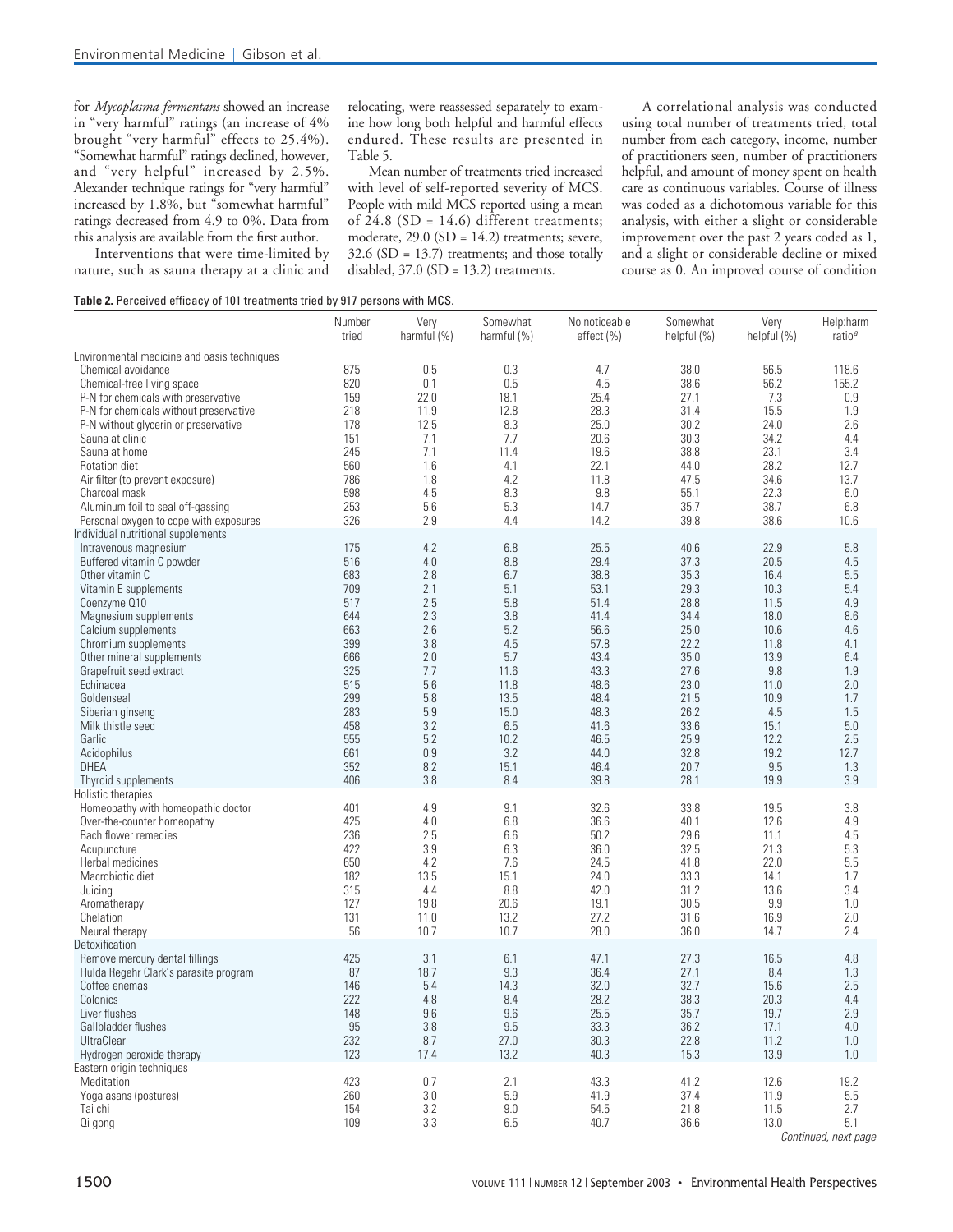for *Mycoplasma fermentans* showed an increase in "very harmful" ratings (an increase of 4% brought "very harmful" effects to 25.4%). "Somewhat harmful" ratings declined, however, and "very helpful" increased by 2.5%. Alexander technique ratings for "very harmful" increased by 1.8%, but "somewhat harmful" ratings decreased from 4.9 to 0%. Data from this analysis are available from the first author.

Interventions that were time-limited by nature, such as sauna therapy at a clinic and relocating, were reassessed separately to examine how long both helpful and harmful effects endured. These results are presented in Table 5.

Mean number of treatments tried increased with level of self-reported severity of MCS. People with mild MCS reported using a mean of 24.8 (SD = 14.6) different treatments; moderate, 29.0 (SD = 14.2) treatments; severe, 32.6 (SD = 13.7) treatments; and those totally disabled, 37.0 (SD = 13.2) treatments.

A correlational analysis was conducted using total number of treatments tried, total number from each category, income, number of practitioners seen, number of practitioners helpful, and amount of money spent on health care as continuous variables. Course of illness was coded as a dichotomous variable for this analysis, with either a slight or considerable improvement over the past 2 years coded as 1, and a slight or considerable decline or mixed course as 0. An improved course of condition

**Table 2.** Perceived efficacy of 101 treatments tried by 917 persons with MCS.

| | Number tried | Very harmful (%) | Somewhat harmful (%) | No noticeable effect (%) | Somewhat helpful (%) | Very helpful (%) | Help:harm ratio[a] |
|---|---|---|---|---|---|---|---|
| Environmental medicine and oasis techniques | | | | | | | |
| Chemical avoidance | 875 | 0.5 | 0.3 | 4.7 | 38.0 | 56.5 | 118.6 |
| Chemical-free living space | 820 | 0.1 | 0.5 | 4.5 | 38.6 | 56.2 | 155.2 |
| P-N for chemicals with preservative | 159 | 22.0 | 18.1 | 25.4 | 27.1 | 7.3 | 0.9 |
| P-N for chemicals without preservative | 218 | 11.9 | 12.8 | 28.3 | 31.4 | 15.5 | 1.9 |
| P-N without glycerin or preservative | 178 | 12.5 | 8.3 | 25.0 | 30.2 | 24.0 | 2.6 |
| Sauna at clinic | 151 | 7.1 | 7.7 | 20.6 | 30.3 | 34.2 | 4.4 |
| Sauna at home | 245 | 7.1 | 11.4 | 19.6 | 38.8 | 23.1 | 3.4 |
| Rotation diet | 560 | 1.6 | 4.1 | 22.1 | 44.0 | 28.2 | 12.7 |
| Air filter (to prevent exposure) | 786 | 1.8 | 4.2 | 11.8 | 47.5 | 34.6 | 13.7 |
| Charcoal mask | 598 | 4.5 | 8.3 | 9.8 | 55.1 | 22.3 | 6.0 |
| Aluminum foil to seal off-gassing | 253 | 5.6 | 5.3 | 14.7 | 35.7 | 38.7 | 6.8 |
| Personal oxygen to cope with exposures | 326 | 2.9 | 4.4 | 14.2 | 39.8 | 38.6 | 10.6 |
| Individual nutritional supplements | | | | | | | |
| Intravenous magnesium | 175 | 4.2 | 6.8 | 25.5 | 40.6 | 22.9 | 5.8 |
| Buffered vitamin C powder | 516 | 4.0 | 8.8 | 29.4 | 37.3 | 20.5 | 4.5 |
| Other vitamin C | 683 | 2.8 | 6.7 | 38.8 | 35.3 | 16.4 | 5.5 |
| Vitamin E supplements | 709 | 2.1 | 5.1 | 53.1 | 29.3 | 10.3 | 5.4 |
| Coenzyme Q10 | 517 | 2.5 | 5.8 | 51.4 | 28.8 | 11.5 | 4.9 |
| Magnesium supplements | 644 | 2.3 | 3.8 | 41.4 | 34.4 | 18.0 | 8.6 |
| Calcium supplements | 663 | 2.6 | 5.2 | 56.6 | 25.0 | 10.6 | 4.6 |
| Chromium supplements | 399 | 3.8 | 4.5 | 57.8 | 22.2 | 11.8 | 4.1 |
| Other mineral supplements | 666 | 2.0 | 5.7 | 43.4 | 35.0 | 13.9 | 6.4 |
| Grapefruit seed extract | 325 | 7.7 | 11.6 | 43.3 | 27.6 | 9.8 | 1.9 |
| Echinacea | 515 | 5.6 | 11.8 | 48.6 | 23.0 | 11.0 | 2.0 |
| Goldenseal | 299 | 5.8 | 13.5 | 48.4 | 21.5 | 10.9 | 1.7 |
| Siberian ginseng | 283 | 5.9 | 15.0 | 48.3 | 26.2 | 4.5 | 1.5 |
| Milk thistle seed | 458 | 3.2 | 6.5 | 41.6 | 33.6 | 15.1 | 5.0 |
| Garlic | 555 | 5.2 | 10.2 | 46.5 | 25.9 | 12.2 | 2.5 |
| Acidophilus | 661 | 0.9 | 3.2 | 44.0 | 32.8 | 19.2 | 12.7 |
| DHEA | 352 | 8.2 | 15.1 | 46.4 | 20.7 | 9.5 | 1.3 |
| Thyroid supplements | 406 | 3.8 | 8.4 | 39.8 | 28.1 | 19.9 | 3.9 |
| Holistic therapies | | | | | | | |
| Homeopathy with homeopathic doctor | 401 | 4.9 | 9.1 | 32.6 | 33.8 | 19.5 | 3.8 |
| Over-the-counter homeopathy | 425 | 4.0 | 6.8 | 36.6 | 40.1 | 12.6 | 4.9 |
| Bach flower remedies | 236 | 2.5 | 6.6 | 50.2 | 29.6 | 11.1 | 4.5 |
| Acupuncture | 422 | 3.9 | 6.3 | 36.0 | 32.5 | 21.3 | 5.3 |
| Herbal medicines | 650 | 4.2 | 7.6 | 24.5 | 41.8 | 22.0 | 5.5 |
| Macrobiotic diet | 182 | 13.5 | 15.1 | 24.0 | 33.3 | 14.1 | 1.7 |
| Juicing | 315 | 4.4 | 8.8 | 42.0 | 31.2 | 13.6 | 3.4 |
| Aromatherapy | 127 | 19.8 | 20.6 | 19.1 | 30.5 | 9.9 | 1.0 |
| Chelation | 131 | 11.0 | 13.2 | 27.2 | 31.6 | 16.9 | 2.0 |
| Neural therapy | 56 | 10.7 | 10.7 | 28.0 | 36.0 | 14.7 | 2.4 |
| Detoxification | | | | | | | |
| Remove mercury dental fillings | 425 | 3.1 | 6.1 | 47.1 | 27.3 | 16.5 | 4.8 |
| Hulda Regehr Clark's parasite program | 87 | 18.7 | 9.3 | 36.4 | 27.1 | 8.4 | 1.3 |
| Coffee enemas | 146 | 5.4 | 14.3 | 32.0 | 32.7 | 15.6 | 2.5 |
| Colonics | 222 | 4.8 | 8.4 | 28.2 | 38.3 | 20.3 | 4.4 |
| Liver flushes | 148 | 9.6 | 9.6 | 25.5 | 35.7 | 19.7 | 2.9 |
| Gallbladder flushes | 95 | 3.8 | 9.5 | 33.3 | 36.2 | 17.1 | 4.0 |
| UltraClear | 232 | 8.7 | 27.0 | 30.3 | 22.8 | 11.2 | 1.0 |
| Hydrogen peroxide therapy | 123 | 17.4 | 13.2 | 40.3 | 15.3 | 13.9 | 1.0 |
| Eastern origin techniques | | | | | | | |
| Meditation | 423 | 0.7 | 2.1 | 43.3 | 41.2 | 12.6 | 19.2 |
| Yoga asans (postures) | 260 | 3.0 | 5.9 | 41.9 | 37.4 | 11.9 | 5.5 |
| Tai chi | 154 | 3.2 | 9.0 | 54.5 | 21.8 | 11.5 | 2.7 |
| Qi gong | 109 | 3.3 | 6.5 | 40.7 | 36.6 | 13.0 | 5.1 |

*Continued, next page*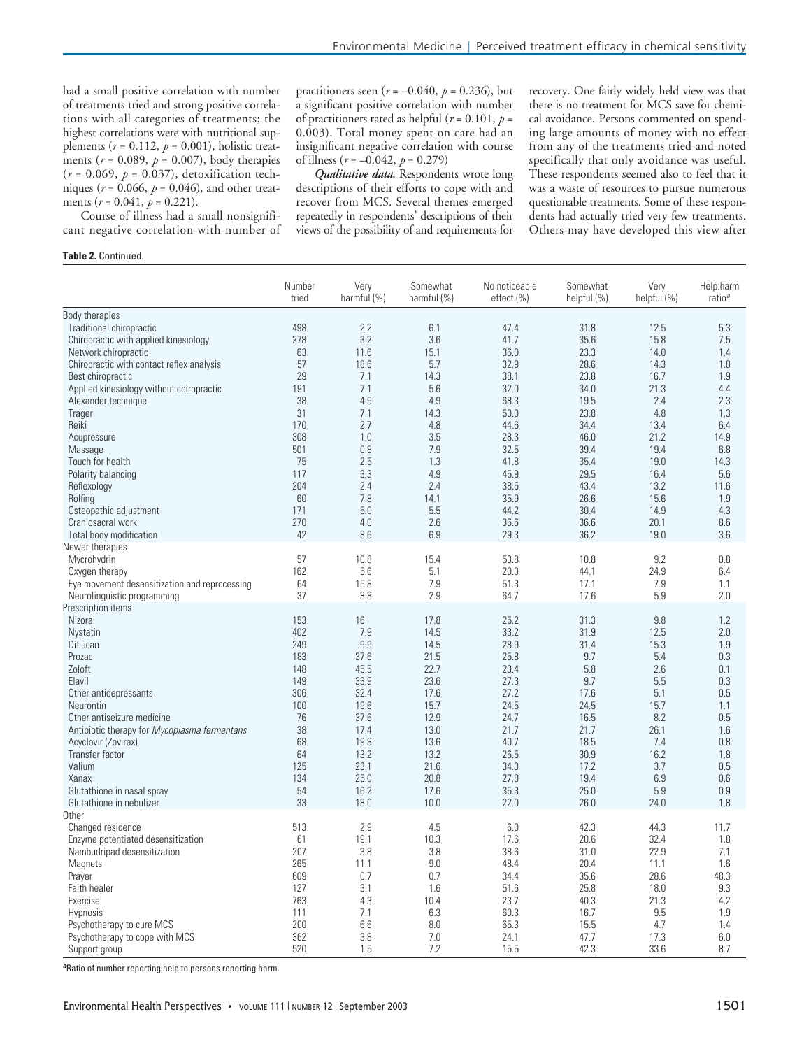had a small positive correlation with number of treatments tried and strong positive correlations with all categories of treatments; the highest correlations were with nutritional supplements ($r = 0.112$, $p = 0.001$), holistic treatments ($r = 0.089$, $p = 0.007$), body therapies ($r = 0.069$, $p = 0.037$), detoxification techniques ($r = 0.066$, $p = 0.046$), and other treatments ($r = 0.041$, $p = 0.221$).

Course of illness had a small nonsignificant negative correlation with number of practitioners seen ($r = -0.040$, $p = 0.236$), but a significant positive correlation with number of practitioners rated as helpful ($r = 0.101$, $p = 0.003$). Total money spent on care had an insignificant negative correlation with course of illness ($r = -0.042$, $p = 0.279$)

***Qualitative data.*** Respondents wrote long descriptions of their efforts to cope with and recover from MCS. Several themes emerged repeatedly in respondents' descriptions of their views of the possibility of and requirements for recovery. One fairly widely held view was that there is no treatment for MCS save for chemical avoidance. Persons commented on spending large amounts of money with no effect from any of the treatments tried and noted specifically that only avoidance was useful. These respondents seemed also to feel that it was a waste of resources to pursue numerous questionable treatments. Some of these respondents had actually tried very few treatments. Others may have developed this view after

**Table 2.** Continued.

| | Number tried | Very harmful (%) | Somewhat harmful (%) | No noticeable effect (%) | Somewhat helpful (%) | Very helpful (%) | Help:harm ratio[a] |
|---|---|---|---|---|---|---|---|
| Body therapies | | | | | | | |
| Traditional chiropractic | 498 | 2.2 | 6.1 | 47.4 | 31.8 | 12.5 | 5.3 |
| Chiropractic with applied kinesiology | 278 | 3.2 | 3.6 | 41.7 | 35.6 | 15.8 | 7.5 |
| Network chiropractic | 63 | 11.6 | 15.1 | 36.0 | 23.3 | 14.0 | 1.4 |
| Chiropractic with contact reflex analysis | 57 | 18.6 | 5.7 | 32.9 | 28.6 | 14.3 | 1.8 |
| Best chiropractic | 29 | 7.1 | 14.3 | 38.1 | 23.8 | 16.7 | 1.9 |
| Applied kinesiology without chiropractic | 191 | 7.1 | 5.6 | 32.0 | 34.0 | 21.3 | 4.4 |
| Alexander technique | 38 | 4.9 | 4.9 | 68.3 | 19.5 | 2.4 | 2.3 |
| Trager | 31 | 7.1 | 14.3 | 50.0 | 23.8 | 4.8 | 1.3 |
| Reiki | 170 | 2.7 | 4.8 | 44.6 | 34.4 | 13.4 | 6.4 |
| Acupressure | 308 | 1.0 | 3.5 | 28.3 | 46.0 | 21.2 | 14.9 |
| Massage | 501 | 0.8 | 7.9 | 32.5 | 39.4 | 19.4 | 6.8 |
| Touch for health | 75 | 2.5 | 1.3 | 41.8 | 35.4 | 19.0 | 14.3 |
| Polarity balancing | 117 | 3.3 | 4.9 | 45.9 | 29.5 | 16.4 | 5.6 |
| Reflexology | 204 | 2.4 | 2.4 | 38.5 | 43.4 | 13.2 | 11.6 |
| Rolfing | 60 | 7.8 | 14.1 | 35.9 | 26.6 | 15.6 | 1.9 |
| Osteopathic adjustment | 171 | 5.0 | 5.5 | 44.2 | 30.4 | 14.9 | 4.3 |
| Craniosacral work | 270 | 4.0 | 2.6 | 36.6 | 36.6 | 20.1 | 8.6 |
| Total body modification | 42 | 8.6 | 6.9 | 29.3 | 36.2 | 19.0 | 3.6 |
| Newer therapies | | | | | | | |
| Mycrohydrin | 57 | 10.8 | 15.4 | 53.8 | 10.8 | 9.2 | 0.8 |
| Oxygen therapy | 162 | 5.6 | 5.1 | 20.3 | 44.1 | 24.9 | 6.4 |
| Eye movement desensitization and reprocessing | 64 | 15.8 | 7.9 | 51.3 | 17.1 | 7.9 | 1.1 |
| Neurolinguistic programming | 37 | 8.8 | 2.9 | 64.7 | 17.6 | 5.9 | 2.0 |
| Prescription items | | | | | | | |
| Nizoral | 153 | 16 | 17.8 | 25.2 | 31.3 | 9.8 | 1.2 |
| Nystatin | 402 | 7.9 | 14.5 | 33.2 | 31.9 | 12.5 | 2.0 |
| Diflucan | 249 | 9.9 | 14.5 | 28.9 | 31.4 | 15.3 | 1.9 |
| Prozac | 183 | 37.6 | 21.5 | 25.8 | 9.7 | 5.4 | 0.3 |
| Zoloft | 148 | 45.5 | 22.7 | 23.4 | 5.8 | 2.6 | 0.1 |
| Elavil | 149 | 33.9 | 23.6 | 27.3 | 9.7 | 5.5 | 0.3 |
| Other antidepressants | 306 | 32.4 | 17.6 | 27.2 | 17.6 | 5.1 | 0.5 |
| Neurontin | 100 | 19.6 | 15.7 | 24.5 | 24.5 | 15.7 | 1.1 |
| Other antiseizure medicine | 76 | 37.6 | 12.9 | 24.7 | 16.5 | 8.2 | 0.5 |
| Antibiotic therapy for *Mycoplasma fermentans* | 38 | 17.4 | 13.0 | 21.7 | 21.7 | 26.1 | 1.6 |
| Acyclovir (Zovirax) | 68 | 19.8 | 13.6 | 40.7 | 18.5 | 7.4 | 0.8 |
| Transfer factor | 64 | 13.2 | 13.2 | 26.5 | 30.9 | 16.2 | 1.8 |
| Valium | 125 | 23.1 | 21.6 | 34.3 | 17.2 | 3.7 | 0.5 |
| Xanax | 134 | 25.0 | 20.8 | 27.8 | 19.4 | 6.9 | 0.6 |
| Glutathione in nasal spray | 54 | 16.2 | 17.6 | 35.3 | 25.0 | 5.9 | 0.9 |
| Glutathione in nebulizer | 33 | 18.0 | 10.0 | 22.0 | 26.0 | 24.0 | 1.8 |
| Other | | | | | | | |
| Changed residence | 513 | 2.9 | 4.5 | 6.0 | 42.3 | 44.3 | 11.7 |
| Enzyme potentiated desensitization | 61 | 19.1 | 10.3 | 17.6 | 20.6 | 32.4 | 1.8 |
| Nambudripad desensitization | 207 | 3.8 | 3.8 | 38.6 | 31.0 | 22.9 | 7.1 |
| Magnets | 265 | 11.1 | 9.0 | 48.4 | 20.4 | 11.1 | 1.6 |
| Prayer | 609 | 0.7 | 0.7 | 34.4 | 35.6 | 28.6 | 48.3 |
| Faith healer | 127 | 3.1 | 1.6 | 51.6 | 25.8 | 18.0 | 9.3 |
| Exercise | 763 | 4.3 | 10.4 | 23.7 | 40.3 | 21.3 | 4.2 |
| Hypnosis | 111 | 7.1 | 6.3 | 60.3 | 16.7 | 9.5 | 1.9 |
| Psychotherapy to cure MCS | 200 | 6.6 | 8.0 | 65.3 | 15.5 | 4.7 | 1.4 |
| Psychotherapy to cope with MCS | 362 | 3.8 | 7.0 | 24.1 | 47.7 | 17.3 | 6.0 |
| Support group | 520 | 1.5 | 7.2 | 15.5 | 42.3 | 33.6 | 8.7 |

[a]Ratio of number reporting help to persons reporting harm.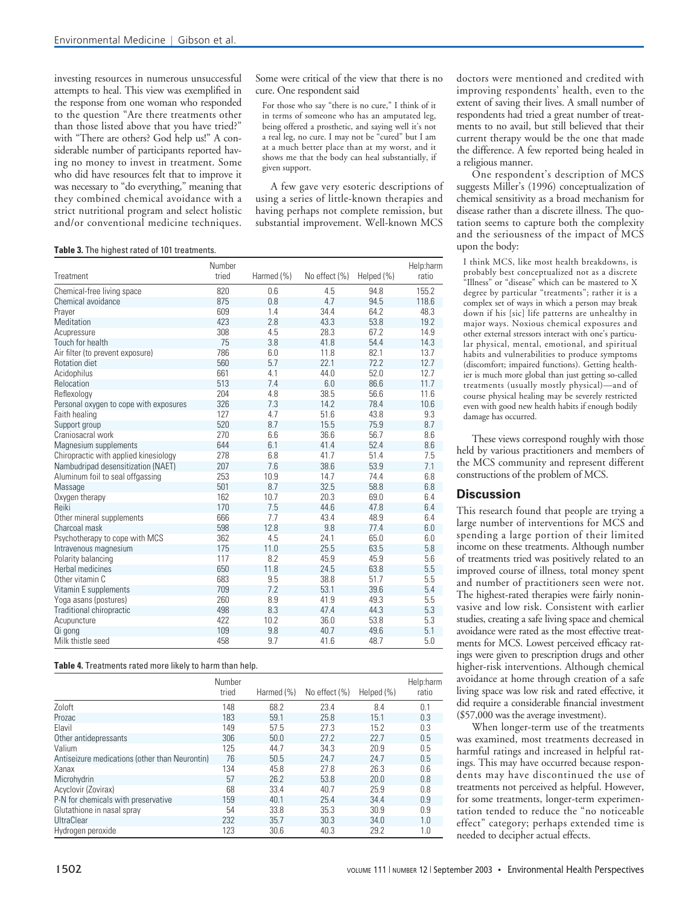investing resources in numerous unsuccessful attempts to heal. This view was exemplified in the response from one woman who responded to the question "Are there treatments other than those listed above that you have tried?" with "There are others? God help us!" A considerable number of participants reported having no money to invest in treatment. Some who did have resources felt that to improve it was necessary to "do everything," meaning that they combined chemical avoidance with a strict nutritional program and select holistic and/or conventional medicine techniques. Some were critical of the view that there is no cure. One respondent said

> For those who say "there is no cure," I think of it in terms of someone who has an amputated leg, being offered a prosthetic, and saying well it's not a real leg, no cure. I may not be "cured" but I am at a much better place than at my worst, and it shows me that the body can heal substantially, if given support.

A few gave very esoteric descriptions of using a series of little-known therapies and having perhaps not complete remission, but substantial improvement. Well-known MCS doctors were mentioned and credited with improving respondents' health, even to the extent of saving their lives. A small number of respondents had tried a great number of treatments to no avail, but still believed that their current therapy would be the one that made the difference. A few reported being healed in a religious manner.

One respondent's description of MCS suggests Miller's (1996) conceptualization of chemical sensitivity as a broad mechanism for disease rather than a discrete illness. The quotation seems to capture both the complexity and the seriousness of the impact of MCS upon the body:

> I think MCS, like most health breakdowns, is probably best conceptualized not as a discrete "Illness" or "disease" which can be mastered to X degree by particular "treatments"; rather it is a complex set of ways in which a person may break down if his [sic] life patterns are unhealthy in major ways. Noxious chemical exposures and other external stressors interact with one's particular physical, mental, emotional, and spiritual habits and vulnerabilities to produce symptoms (discomfort; impaired functions). Getting healthier is much more global than just getting so-called treatments (usually mostly physical)—and of course physical healing may be severely restricted even with good new health habits if enough bodily damage has occurred.

These views correspond roughly with those held by various practitioners and members of the MCS community and represent different constructions of the problem of MCS.

**Table 3.** The highest rated of 101 treatments.

| Treatment | Number tried | Harmed (%) | No effect (%) | Helped (%) | Help:harm ratio |
|---|---|---|---|---|---|
| Chemical-free living space | 820 | 0.6 | 4.5 | 94.8 | 155.2 |
| Chemical avoidance | 875 | 0.8 | 4.7 | 94.5 | 118.6 |
| Prayer | 609 | 1.4 | 34.4 | 64.2 | 48.3 |
| Meditation | 423 | 2.8 | 43.3 | 53.8 | 19.2 |
| Acupressure | 308 | 4.5 | 28.3 | 67.2 | 14.9 |
| Touch for health | 75 | 3.8 | 41.8 | 54.4 | 14.3 |
| Air filter (to prevent exposure) | 786 | 6.0 | 11.8 | 82.1 | 13.7 |
| Rotation diet | 560 | 5.7 | 22.1 | 72.2 | 12.7 |
| Acidophilus | 661 | 4.1 | 44.0 | 52.0 | 12.7 |
| Relocation | 513 | 7.4 | 6.0 | 86.6 | 11.7 |
| Reflexology | 204 | 4.8 | 38.5 | 56.6 | 11.6 |
| Personal oxygen to cope with exposures | 326 | 7.3 | 14.2 | 78.4 | 10.6 |
| Faith healing | 127 | 4.7 | 51.6 | 43.8 | 9.3 |
| Support group | 520 | 8.7 | 15.5 | 75.9 | 8.7 |
| Craniosacral work | 270 | 6.6 | 36.6 | 56.7 | 8.6 |
| Magnesium supplements | 644 | 6.1 | 41.4 | 52.4 | 8.6 |
| Chiropractic with applied kinesiology | 278 | 6.8 | 41.7 | 51.4 | 7.5 |
| Nambudripad desensitization (NAET) | 207 | 7.6 | 38.6 | 53.9 | 7.1 |
| Aluminum foil to seal offgassing | 253 | 10.9 | 14.7 | 74.4 | 6.8 |
| Massage | 501 | 8.7 | 32.5 | 58.8 | 6.8 |
| Oxygen therapy | 162 | 10.7 | 20.3 | 69.0 | 6.4 |
| Reiki | 170 | 7.5 | 44.6 | 47.8 | 6.4 |
| Other mineral supplements | 666 | 7.7 | 43.4 | 48.9 | 6.4 |
| Charcoal mask | 598 | 12.8 | 9.8 | 77.4 | 6.0 |
| Psychotherapy to cope with MCS | 362 | 4.5 | 24.1 | 65.0 | 6.0 |
| Intravenous magnesium | 175 | 11.0 | 25.5 | 63.5 | 5.8 |
| Polarity balancing | 117 | 8.2 | 45.9 | 45.9 | 5.6 |
| Herbal medicines | 650 | 11.8 | 24.5 | 63.8 | 5.5 |
| Other vitamin C | 683 | 9.5 | 38.8 | 51.7 | 5.5 |
| Vitamin E supplements | 709 | 7.2 | 53.1 | 39.6 | 5.4 |
| Yoga asans (postures) | 260 | 8.9 | 41.9 | 49.3 | 5.5 |
| Traditional chiropractic | 498 | 8.3 | 47.4 | 44.3 | 5.3 |
| Acupuncture | 422 | 10.2 | 36.0 | 53.8 | 5.3 |
| Qi gong | 109 | 9.8 | 40.7 | 49.6 | 5.1 |
| Milk thistle seed | 458 | 9.7 | 41.6 | 48.7 | 5.0 |

**Table 4.** Treatments rated more likely to harm than help.

| | Number tried | Harmed (%) | No effect (%) | Helped (%) | Help:harm ratio |
|---|---|---|---|---|---|
| Zoloft | 148 | 68.2 | 23.4 | 8.4 | 0.1 |
| Prozac | 183 | 59.1 | 25.8 | 15.1 | 0.3 |
| Elavil | 149 | 57.5 | 27.3 | 15.2 | 0.3 |
| Other antidepressants | 306 | 50.0 | 27.2 | 22.7 | 0.5 |
| Valium | 125 | 44.7 | 34.3 | 20.9 | 0.5 |
| Antiseizure medications (other than Neurontin) | 76 | 50.5 | 24.7 | 24.7 | 0.5 |
| Xanax | 134 | 45.8 | 27.8 | 26.3 | 0.6 |
| Microhydrin | 57 | 26.2 | 53.8 | 20.0 | 0.8 |
| Acyclovir (Zovirax) | 68 | 33.4 | 40.7 | 25.9 | 0.8 |
| P-N for chemicals with preservative | 159 | 40.1 | 25.4 | 34.4 | 0.9 |
| Glutathione in nasal spray | 54 | 33.8 | 35.3 | 30.9 | 0.9 |
| UltraClear | 232 | 35.7 | 30.3 | 34.0 | 1.0 |
| Hydrogen peroxide | 123 | 30.6 | 40.3 | 29.2 | 1.0 |

## Discussion

This research found that people are trying a large number of interventions for MCS and spending a large portion of their limited income on these treatments. Although number of treatments tried was positively related to an improved course of illness, total money spent and number of practitioners seen were not. The highest-rated therapies were fairly noninvasive and low risk. Consistent with earlier studies, creating a safe living space and chemical avoidance were rated as the most effective treatments for MCS. Lowest perceived efficacy ratings were given to prescription drugs and other higher-risk interventions. Although chemical avoidance at home through creation of a safe living space was low risk and rated effective, it did require a considerable financial investment ($57,000 was the average investment).

When longer-term use of the treatments was examined, most treatments decreased in harmful ratings and increased in helpful ratings. This may have occurred because respondents may have discontinued the use of treatments not perceived as helpful. However, for some treatments, longer-term experimentation tended to reduce the "no noticeable effect" category; perhaps extended time is needed to decipher actual effects.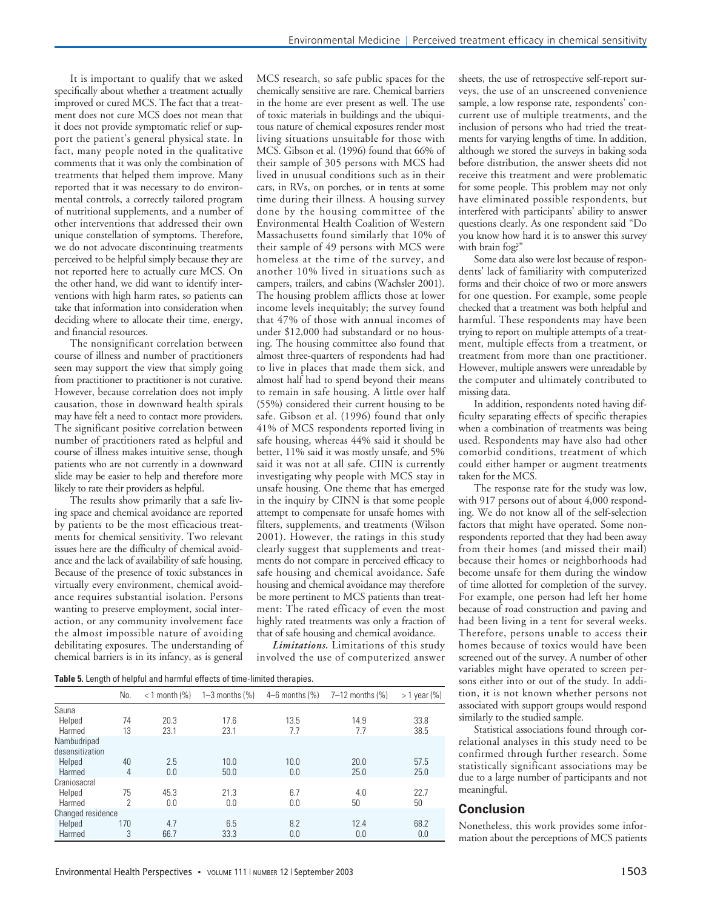It is important to qualify that we asked specifically about whether a treatment actually improved or cured MCS. The fact that a treatment does not cure MCS does not mean that it does not provide symptomatic relief or support the patient's general physical state. In fact, many people noted in the qualitative comments that it was only the combination of treatments that helped them improve. Many reported that it was necessary to do environmental controls, a correctly tailored program of nutritional supplements, and a number of other interventions that addressed their own unique constellation of symptoms. Therefore, we do not advocate discontinuing treatments perceived to be helpful simply because they are not reported here to actually cure MCS. On the other hand, we did want to identify interventions with high harm rates, so patients can take that information into consideration when deciding where to allocate their time, energy, and financial resources.

The nonsignificant correlation between course of illness and number of practitioners seen may support the view that simply going from practitioner to practitioner is not curative. However, because correlation does not imply causation, those in downward health spirals may have felt a need to contact more providers. The significant positive correlation between number of practitioners rated as helpful and course of illness makes intuitive sense, though patients who are not currently in a downward slide may be easier to help and therefore more likely to rate their providers as helpful.

The results show primarily that a safe living space and chemical avoidance are reported by patients to be the most efficacious treatments for chemical sensitivity. Two relevant issues here are the difficulty of chemical avoidance and the lack of availability of safe housing. Because of the presence of toxic substances in virtually every environment, chemical avoidance requires substantial isolation. Persons wanting to preserve employment, social interaction, or any community involvement face the almost impossible nature of avoiding debilitating exposures. The understanding of chemical barriers is in its infancy, as is general MCS research, so safe public spaces for the chemically sensitive are rare. Chemical barriers in the home are ever present as well. The use of toxic materials in buildings and the ubiquitous nature of chemical exposures render most living situations unsuitable for those with MCS. Gibson et al. (1996) found that 66% of their sample of 305 persons with MCS had lived in unusual conditions such as in their cars, in RVs, on porches, or in tents at some time during their illness. A housing survey done by the housing committee of the Environmental Health Coalition of Western Massachusetts found similarly that 10% of their sample of 49 persons with MCS were homeless at the time of the survey, and another 10% lived in situations such as campers, trailers, and cabins (Wachsler 2001). The housing problem afflicts those at lower income levels inequitably; the survey found that 47% of those with annual incomes of under $12,000 had substandard or no housing. The housing committee also found that almost three-quarters of respondents had had to live in places that made them sick, and almost half had to spend beyond their means to remain in safe housing. A little over half (55%) considered their current housing to be safe. Gibson et al. (1996) found that only 41% of MCS respondents reported living in safe housing, whereas 44% said it should be better, 11% said it was mostly unsafe, and 5% said it was not at all safe. CIIN is currently investigating why people with MCS stay in unsafe housing. One theme that has emerged in the inquiry by CINN is that some people attempt to compensate for unsafe homes with filters, supplements, and treatments (Wilson 2001). However, the ratings in this study clearly suggest that supplements and treatments do not compare in perceived efficacy to safe housing and chemical avoidance. Safe housing and chemical avoidance may therefore be more pertinent to MCS patients than treatment: The rated efficacy of even the most highly rated treatments was only a fraction of that of safe housing and chemical avoidance.

***Limitations.*** Limitations of this study involved the use of computerized answer sheets, the use of retrospective self-report surveys, the use of an unscreened convenience sample, a low response rate, respondents' concurrent use of multiple treatments, and the inclusion of persons who had tried the treatments for varying lengths of time. In addition, although we stored the surveys in baking soda before distribution, the answer sheets did not receive this treatment and were problematic for some people. This problem may not only have eliminated possible respondents, but interfered with participants' ability to answer questions clearly. As one respondent said "Do you know how hard it is to answer this survey with brain fog?"

Some data also were lost because of respondents' lack of familiarity with computerized forms and their choice of two or more answers for one question. For example, some people checked that a treatment was both helpful and harmful. These respondents may have been trying to report on multiple attempts of a treatment, multiple effects from a treatment, or treatment from more than one practitioner. However, multiple answers were unreadable by the computer and ultimately contributed to missing data.

In addition, respondents noted having difficulty separating effects of specific therapies when a combination of treatments was being used. Respondents may have also had other comorbid conditions, treatment of which could either hamper or augment treatments taken for the MCS.

The response rate for the study was low, with 917 persons out of about 4,000 responding. We do not know all of the self-selection factors that might have operated. Some nonrespondents reported that they had been away from their homes (and missed their mail) because their homes or neighborhoods had become unsafe for them during the window of time allotted for completion of the survey. For example, one person had left her home because of road construction and paving and had been living in a tent for several weeks. Therefore, persons unable to access their homes because of toxics would have been screened out of the survey. A number of other variables might have operated to screen persons either into or out of the study. In addition, it is not known whether persons not associated with support groups would respond similarly to the studied sample.

Statistical associations found through correlational analyses in this study need to be confirmed through further research. Some statistically significant associations may be due to a large number of participants and not meaningful.

**Table 5.** Length of helpful and harmful effects of time-limited therapies.

| | No. | < 1 month (%) | 1–3 months (%) | 4–6 months (%) | 7–12 months (%) | > 1 year (%) |
|---|---|---|---|---|---|---|
| Sauna | | | | | | |
| Helped | 74 | 20.3 | 17.6 | 13.5 | 14.9 | 33.8 |
| Harmed | 13 | 23.1 | 23.1 | 7.7 | 7.7 | 38.5 |
| Nambudripad desensitization | | | | | | |
| Helped | 40 | 2.5 | 10.0 | 10.0 | 20.0 | 57.5 |
| Harmed | 4 | 0.0 | 50.0 | 0.0 | 25.0 | 25.0 |
| Craniosacral | | | | | | |
| Helped | 75 | 45.3 | 21.3 | 6.7 | 4.0 | 22.7 |
| Harmed | 2 | 0.0 | 0.0 | 0.0 | 50 | 50 |
| Changed residence | | | | | | |
| Helped | 170 | 4.7 | 6.5 | 8.2 | 12.4 | 68.2 |
| Harmed | 3 | 66.7 | 33.3 | 0.0 | 0.0 | 0.0 |

## Conclusion

Nonetheless, this work provides some information about the perceptions of MCS patients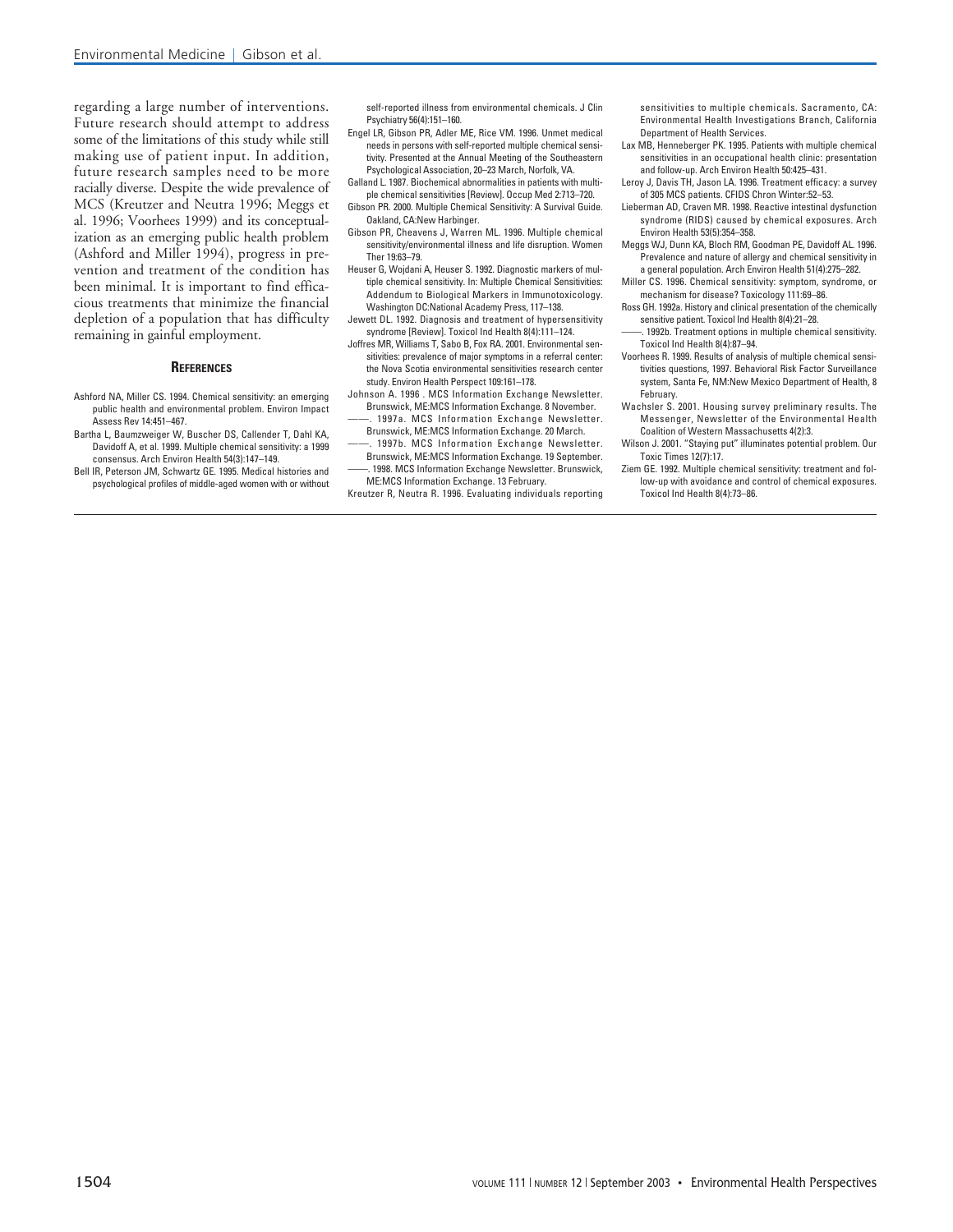regarding a large number of interventions. Future research should attempt to address some of the limitations of this study while still making use of patient input. In addition, future research samples need to be more racially diverse. Despite the wide prevalence of MCS (Kreutzer and Neutra 1996; Meggs et al. 1996; Voorhees 1999) and its conceptualization as an emerging public health problem (Ashford and Miller 1994), progress in prevention and treatment of the condition has been minimal. It is important to find efficacious treatments that minimize the financial depletion of a population that has difficulty remaining in gainful employment.

## References

Ashford NA, Miller CS. 1994. Chemical sensitivity: an emerging public health and environmental problem. Environ Impact Assess Rev 14:451–467.

Bartha L, Baumzweiger W, Buscher DS, Callender T, Dahl KA, Davidoff A, et al. 1999. Multiple chemical sensitivity: a 1999 consensus. Arch Environ Health 54(3):147–149.

Bell IR, Peterson JM, Schwartz GE. 1995. Medical histories and psychological profiles of middle-aged women with or without self-reported illness from environmental chemicals. J Clin Psychiatry 56(4):151–160.

Engel LR, Gibson PR, Adler ME, Rice VM. 1996. Unmet medical needs in persons with self-reported multiple chemical sensitivity. Presented at the Annual Meeting of the Southeastern Psychological Association, 20–23 March, Norfolk, VA.

Galland L. 1987. Biochemical abnormalities in patients with multiple chemical sensitivities [Review]. Occup Med 2:713–720.

Gibson PR. 2000. Multiple Chemical Sensitivity: A Survival Guide. Oakland, CA:New Harbinger.

Gibson PR, Cheavens J, Warren ML. 1996. Multiple chemical sensitivity/environmental illness and life disruption. Women Ther 19:63–79.

Heuser G, Wojdani A, Heuser S. 1992. Diagnostic markers of multiple chemical sensitivity. In: Multiple Chemical Sensitivities: Addendum to Biological Markers in Immunotoxicology. Washington DC:National Academy Press, 117–138.

Jewett DL. 1992. Diagnosis and treatment of hypersensitivity syndrome [Review]. Toxicol Ind Health 8(4):111–124.

Joffres MR, Williams T, Sabo B, Fox RA. 2001. Environmental sensitivities: prevalence of major symptoms in a referral center: the Nova Scotia environmental sensitivities research center study. Environ Health Perspect 109:161–178.

Johnson A. 1996 . MCS Information Exchange Newsletter. Brunswick, ME:MCS Information Exchange. 8 November.

———. 1997a. MCS Information Exchange Newsletter. Brunswick, ME:MCS Information Exchange. 20 March.

———. 1997b. MCS Information Exchange Newsletter. Brunswick, ME:MCS Information Exchange. 19 September.

———. 1998. MCS Information Exchange Newsletter. Brunswick, ME:MCS Information Exchange. 13 February.

Kreutzer R, Neutra R. 1996. Evaluating individuals reporting sensitivities to multiple chemicals. Sacramento, CA: Environmental Health Investigations Branch, California Department of Health Services.

Lax MB, Henneberger PK. 1995. Patients with multiple chemical sensitivities in an occupational health clinic: presentation and follow-up. Arch Environ Health 50:425–431.

Leroy J, Davis TH, Jason LA. 1996. Treatment efficacy: a survey of 305 MCS patients. CFIDS Chron Winter:52–53.

Lieberman AD, Craven MR. 1998. Reactive intestinal dysfunction syndrome (RIDS) caused by chemical exposures. Arch Environ Health 53(5):354–358.

Meggs WJ, Dunn KA, Bloch RM, Goodman PE, Davidoff AL. 1996. Prevalence and nature of allergy and chemical sensitivity in a general population. Arch Environ Health 51(4):275–282.

Miller CS. 1996. Chemical sensitivity: symptom, syndrome, or mechanism for disease? Toxicology 111:69–86.

Ross GH. 1992a. History and clinical presentation of the chemically sensitive patient. Toxicol Ind Health 8(4):21–28.

———. 1992b. Treatment options in multiple chemical sensitivity. Toxicol Ind Health 8(4):87–94.

Voorhees R. 1999. Results of analysis of multiple chemical sensitivities questions, 1997. Behavioral Risk Factor Surveillance system, Santa Fe, NM:New Mexico Department of Health, 8 February.

Wachsler S. 2001. Housing survey preliminary results. The Messenger, Newsletter of the Environmental Health Coalition of Western Massachusetts 4(2):3.

Wilson J. 2001. "Staying put" illuminates potential problem. Our Toxic Times 12(7):17.

Ziem GE. 1992. Multiple chemical sensitivity: treatment and follow-up with avoidance and control of chemical exposures. Toxicol Ind Health 8(4):73–86.